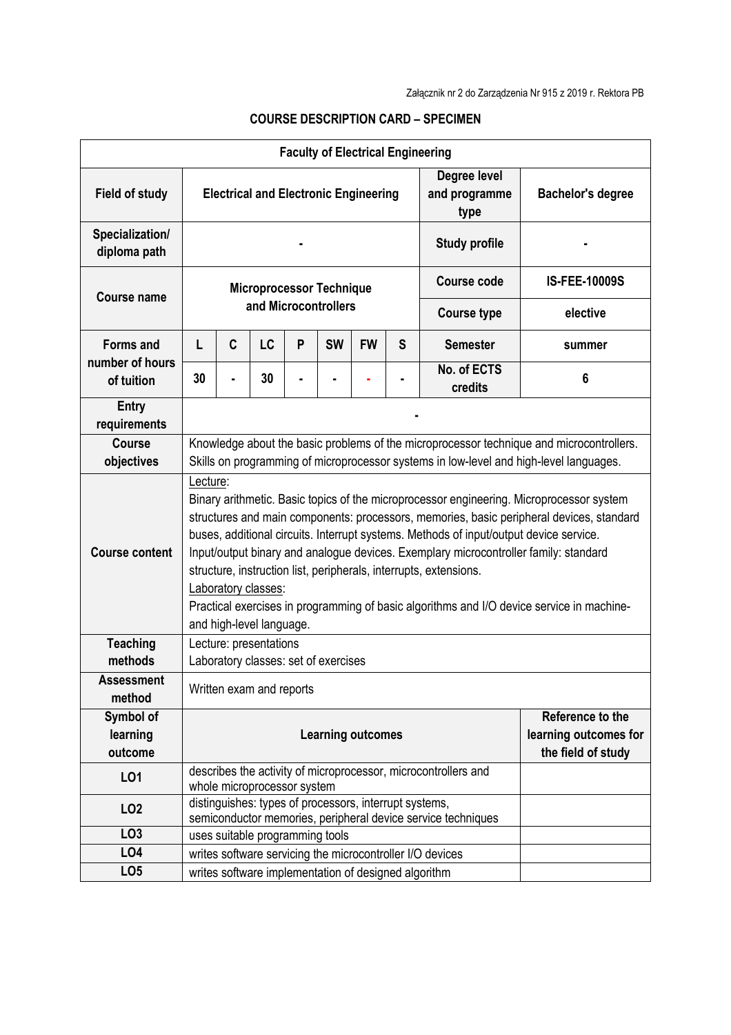Załącznik nr 2 do Zarządzenia Nr 915 z 2019 r. Rektora PB

## COURSE DESCRIPTION CARD – SPECIMEN

| **Faculty of Electrical Engineering** | | | | | | | | | |
|---|---|---|---|---|---|---|---|---|---|
| **Field of study** | **Electrical and Electronic Engineering** | | | | | | | **Degree level and programme type** | **Bachelor's degree** |
| **Specialization/ diploma path** | **-** | | | | | | | **Study profile** | **-** |
| **Course name** | **Microprocessor Technique and Microcontrollers** | | | | | | | **Course code** | **IS-FEE-10009S** |
| | | | | | | | | **Course type** | **elective** |
| **Forms and number of hours of tuition** | **L** | **C** | **LC** | **P** | **SW** | **FW** | **S** | **Semester** | **summer** |
| | **30** | **-** | **30** | **-** | **-** | **-** | **-** | **No. of ECTS credits** | **6** |
| **Entry requirements** | **-** | | | | | | | | |
| **Course objectives** | Knowledge about the basic problems of the microprocessor technique and microcontrollers. Skills on programming of microprocessor systems in low-level and high-level languages. | | | | | | | | |
| **Course content** | Lecture: Binary arithmetic. Basic topics of the microprocessor engineering. Microprocessor system structures and main components: processors, memories, basic peripheral devices, standard buses, additional circuits. Interrupt systems. Methods of input/output device service. Input/output binary and analogue devices. Exemplary microcontroller family: standard structure, instruction list, peripherals, interrupts, extensions. Laboratory classes: Practical exercises in programming of basic algorithms and I/O device service in machine- and high-level language. | | | | | | | | |
| **Teaching methods** | Lecture: presentations<br>Laboratory classes: set of exercises | | | | | | | | |
| **Assessment method** | Written exam and reports | | | | | | | | |
| **Symbol of learning outcome** | **Learning outcomes** | | | | | | | | **Reference to the learning outcomes for the field of study** |
| **LO1** | describes the activity of microprocessor, microcontrollers and whole microprocessor system | | | | | | | | |
| **LO2** | distinguishes: types of processors, interrupt systems, semiconductor memories, peripheral device service techniques | | | | | | | | |
| **LO3** | uses suitable programming tools | | | | | | | | |
| **LO4** | writes software servicing the microcontroller I/O devices | | | | | | | | |
| **LO5** | writes software implementation of designed algorithm | | | | | | | | |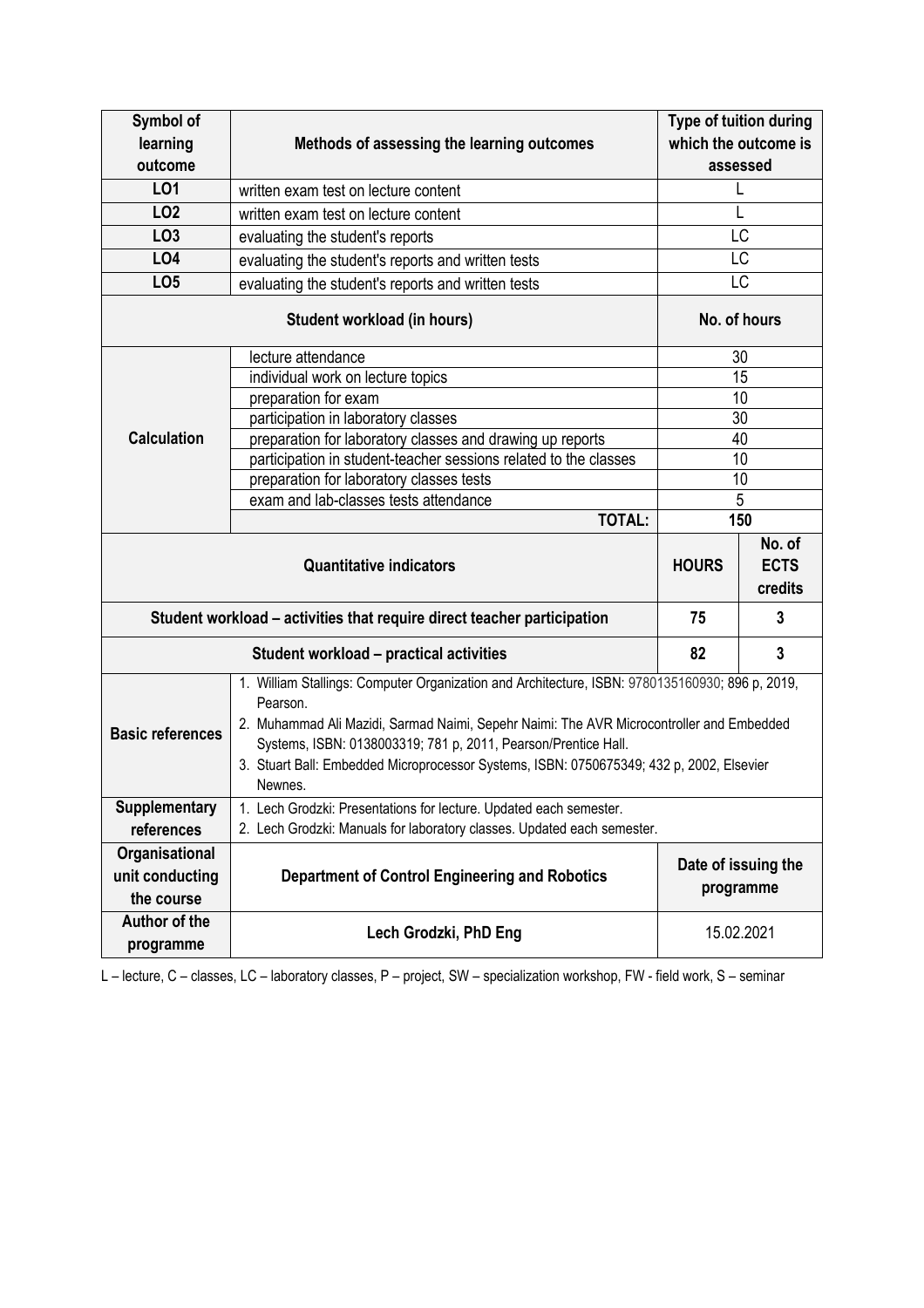| Symbol of learning outcome | Methods of assessing the learning outcomes | Type of tuition during which the outcome is assessed |
|---|---|---|
| **LO1** | written exam test on lecture content | L |
| **LO2** | written exam test on lecture content | L |
| **LO3** | evaluating the student's reports | LC |
| **LO4** | evaluating the student's reports and written tests | LC |
| **LO5** | evaluating the student's reports and written tests | LC |

| Student workload (in hours) | | No. of hours |
|---|---|---|
| **Calculation** | lecture attendance | 30 |
| | individual work on lecture topics | 15 |
| | preparation for exam | 10 |
| | participation in laboratory classes | 30 |
| | preparation for laboratory classes and drawing up reports | 40 |
| | participation in student-teacher sessions related to the classes | 10 |
| | preparation for laboratory classes tests | 10 |
| | exam and lab-classes tests attendance | 5 |
| | **TOTAL:** | **150** |

| Quantitative indicators | HOURS | No. of ECTS credits |
|---|---|---|
| **Student workload – activities that require direct teacher participation** | **75** | **3** |
| **Student workload – practical activities** | **82** | **3** |

| | |
|---|---|
| **Basic references** | 1. William Stallings: Computer Organization and Architecture, ISBN: 9780135160930; 896 p, 2019, Pearson.<br>2. Muhammad Ali Mazidi, Sarmad Naimi, Sepehr Naimi: The AVR Microcontroller and Embedded Systems, ISBN: 0138003319; 781 p, 2011, Pearson/Prentice Hall.<br>3. Stuart Ball: Embedded Microprocessor Systems, ISBN: 0750675349; 432 p, 2002, Elsevier Newnes. |
| **Supplementary references** | 1. Lech Grodzki: Presentations for lecture. Updated each semester.<br>2. Lech Grodzki: Manuals for laboratory classes. Updated each semester. |

| | | | |
|---|---|---|---|
| **Organisational unit conducting the course** | **Department of Control Engineering and Robotics** | **Date of issuing the programme** | |
| **Author of the programme** | **Lech Grodzki, PhD Eng** | 15.02.2021 | |

L – lecture, C – classes, LC – laboratory classes, P – project, SW – specialization workshop, FW - field work, S – seminar